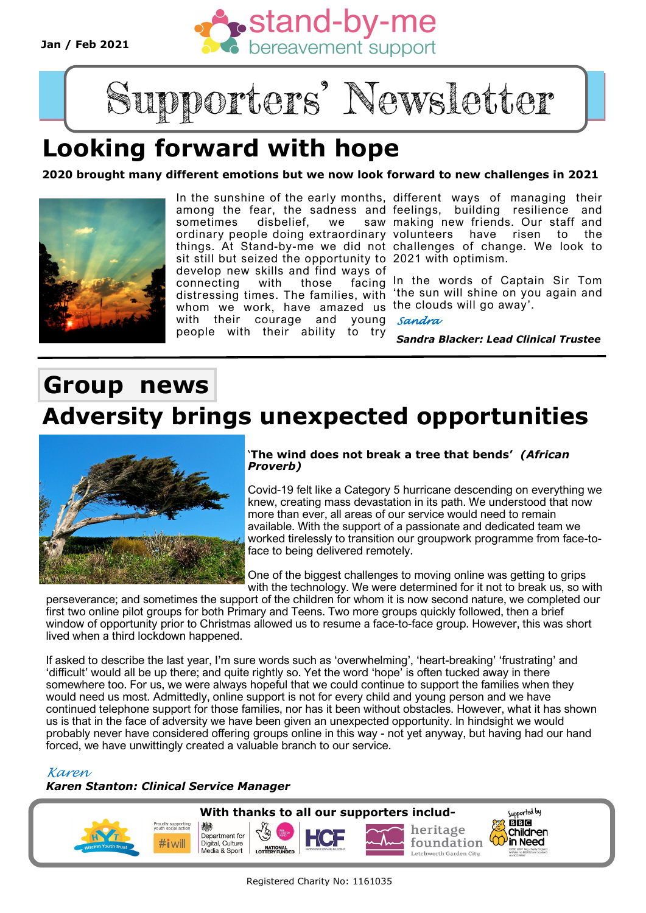Jan / Feb 2021

stand-by-me bereavement support

# Supporters' Newsletter

## Looking forward with hope

**2020 brought many different emotions but we now look forward to new challenges in 2021**

In the sunshine of the early months, among the fear, the sadness and sometimes disbelief, we saw ordinary people doing extraordinary things. At Stand-by-me we did not sit still but seized the opportunity to develop new skills and find ways of connecting with those facing distressing times. The families, with whom we work, have amazed us with their courage and young people with their ability to try different ways of managing their feelings, building resilience and making new friends. Our staff and volunteers have risen to the challenges of change. We look to 2021 with optimism.

In the words of Captain Sir Tom 'the sun will shine on you again and the clouds will go away'.

*Sandra*

***Sandra Blacker: Lead Clinical Trustee***

## Group news

## Adversity brings unexpected opportunities

**'The wind does not break a tree that bends'** ***(African Proverb)***

Covid-19 felt like a Category 5 hurricane descending on everything we knew, creating mass devastation in its path. We understood that now more than ever, all areas of our service would need to remain available. With the support of a passionate and dedicated team we worked tirelessly to transition our groupwork programme from face-to-face to being delivered remotely.

One of the biggest challenges to moving online was getting to grips with the technology. We were determined for it not to break us, so with perseverance; and sometimes the support of the children for whom it is now second nature, we completed our first two online pilot groups for both Primary and Teens. Two more groups quickly followed, then a brief window of opportunity prior to Christmas allowed us to resume a face-to-face group. However, this was short lived when a third lockdown happened.

If asked to describe the last year, I'm sure words such as 'overwhelming', 'heart-breaking' 'frustrating' and 'difficult' would all be up there; and quite rightly so. Yet the word 'hope' is often tucked away in there somewhere too. For us, we were always hopeful that we could continue to support the families when they would need us most. Admittedly, online support is not for every child and young person and we have continued telephone support for those families, nor has it been without obstacles. However, what it has shown us is that in the face of adversity we have been given an unexpected opportunity. In hindsight we would probably never have considered offering groups online in this way - not yet anyway, but having had our hand forced, we have unwittingly created a valuable branch to our service.

*Karen*

***Karen Stanton: Clinical Service Manager***

**With thanks to all our supporters includ-**

Hitchin Youth Trust · #iwill · Department for Digital, Culture Media & Sport · National Lottery Funded · HCF · heritage foundation Letchworth Garden City · Supported by BBC Children in Need

Registered Charity No: 1161035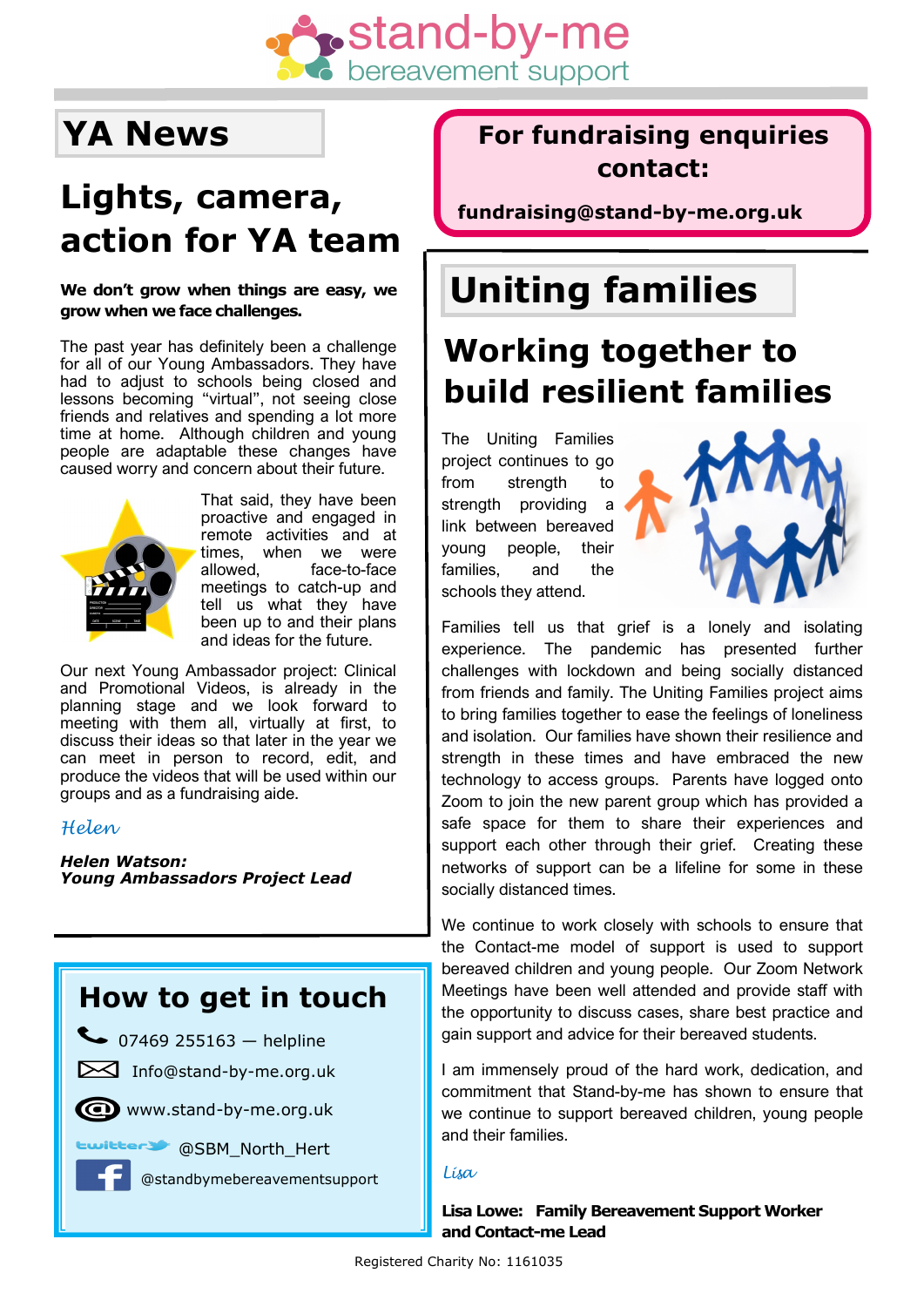stand-by-me
bereavement support

# YA News

## Lights, camera, action for YA team

**We don't grow when things are easy, we grow when we face challenges.**

The past year has definitely been a challenge for all of our Young Ambassadors. They have had to adjust to schools being closed and lessons becoming "virtual", not seeing close friends and relatives and spending a lot more time at home. Although children and young people are adaptable these changes have caused worry and concern about their future.

That said, they have been proactive and engaged in remote activities and at times, when we were allowed, face-to-face meetings to catch-up and tell us what they have been up to and their plans and ideas for the future.

Our next Young Ambassador project: Clinical and Promotional Videos, is already in the planning stage and we look forward to meeting with them all, virtually at first, to discuss their ideas so that later in the year we can meet in person to record, edit, and produce the videos that will be used within our groups and as a fundraising aide.

*Helen*

***Helen Watson: Young Ambassadors Project Lead***

## How to get in touch

07469 255163 — helpline

Info@stand-by-me.org.uk

www.stand-by-me.org.uk

twitter @SBM_North_Hert

@standbymebereavementsupport

**For fundraising enquiries contact:**

**fundraising@stand-by-me.org.uk**

# Uniting families

## Working together to build resilient families

The Uniting Families project continues to go from strength to strength providing a link between bereaved young people, their families, and the schools they attend.

Families tell us that grief is a lonely and isolating experience. The pandemic has presented further challenges with lockdown and being socially distanced from friends and family. The Uniting Families project aims to bring families together to ease the feelings of loneliness and isolation. Our families have shown their resilience and strength in these times and have embraced the new technology to access groups. Parents have logged onto Zoom to join the new parent group which has provided a safe space for them to share their experiences and support each other through their grief. Creating these networks of support can be a lifeline for some in these socially distanced times.

We continue to work closely with schools to ensure that the Contact-me model of support is used to support bereaved children and young people. Our Zoom Network Meetings have been well attended and provide staff with the opportunity to discuss cases, share best practice and gain support and advice for their bereaved students.

I am immensely proud of the hard work, dedication, and commitment that Stand-by-me has shown to ensure that we continue to support bereaved children, young people and their families.

*Lisa*

**Lisa Lowe: Family Bereavement Support Worker and Contact-me Lead**

Registered Charity No: 1161035